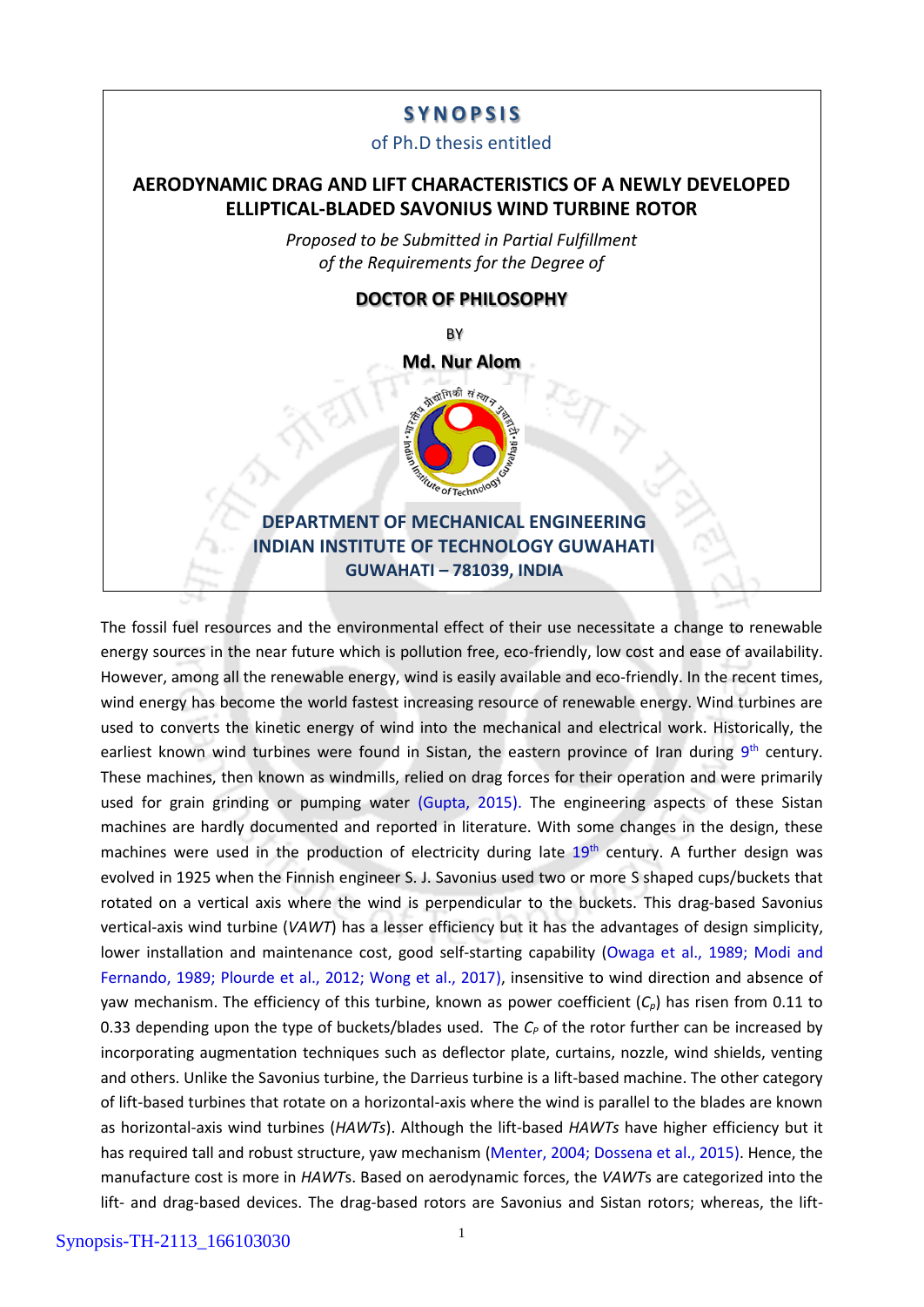# SYNOPSIS

of Ph.D thesis entitled

## AERODYNAMIC DRAG AND LIFT CHARACTERISTICS OF A NEWLY DEVELOPED ELLIPTICAL-BLADED SAVONIUS WIND TURBINE ROTOR

*Proposed to be Submitted in Partial Fulfillment of the Requirements for the Degree of*

**DOCTOR OF PHILOSOPHY**

BY

**Md. Nur Alom**

**DEPARTMENT OF MECHANICAL ENGINEERING**
**INDIAN INSTITUTE OF TECHNOLOGY GUWAHATI**
**GUWAHATI – 781039, INDIA**

The fossil fuel resources and the environmental effect of their use necessitate a change to renewable energy sources in the near future which is pollution free, eco-friendly, low cost and ease of availability. However, among all the renewable energy, wind is easily available and eco-friendly. In the recent times, wind energy has become the world fastest increasing resource of renewable energy. Wind turbines are used to converts the kinetic energy of wind into the mechanical and electrical work. Historically, the earliest known wind turbines were found in Sistan, the eastern province of Iran during 9th century. These machines, then known as windmills, relied on drag forces for their operation and were primarily used for grain grinding or pumping water (Gupta, 2015). The engineering aspects of these Sistan machines are hardly documented and reported in literature. With some changes in the design, these machines were used in the production of electricity during late 19th century. A further design was evolved in 1925 when the Finnish engineer S. J. Savonius used two or more S shaped cups/buckets that rotated on a vertical axis where the wind is perpendicular to the buckets. This drag-based Savonius vertical-axis wind turbine (*VAWT*) has a lesser efficiency but it has the advantages of design simplicity, lower installation and maintenance cost, good self-starting capability (Owaga et al., 1989; Modi and Fernando, 1989; Plourde et al., 2012; Wong et al., 2017), insensitive to wind direction and absence of yaw mechanism. The efficiency of this turbine, known as power coefficient ($C_p$) has risen from 0.11 to 0.33 depending upon the type of buckets/blades used. The $C_P$ of the rotor further can be increased by incorporating augmentation techniques such as deflector plate, curtains, nozzle, wind shields, venting and others. Unlike the Savonius turbine, the Darrieus turbine is a lift-based machine. The other category of lift-based turbines that rotate on a horizontal-axis where the wind is parallel to the blades are known as horizontal-axis wind turbines (*HAWTs*). Although the lift-based *HAWTs* have higher efficiency but it has required tall and robust structure, yaw mechanism (Menter, 2004; Dossena et al., 2015). Hence, the manufacture cost is more in *HAWT*s. Based on aerodynamic forces, the *VAWT*s are categorized into the lift- and drag-based devices. The drag-based rotors are Savonius and Sistan rotors; whereas, the lift-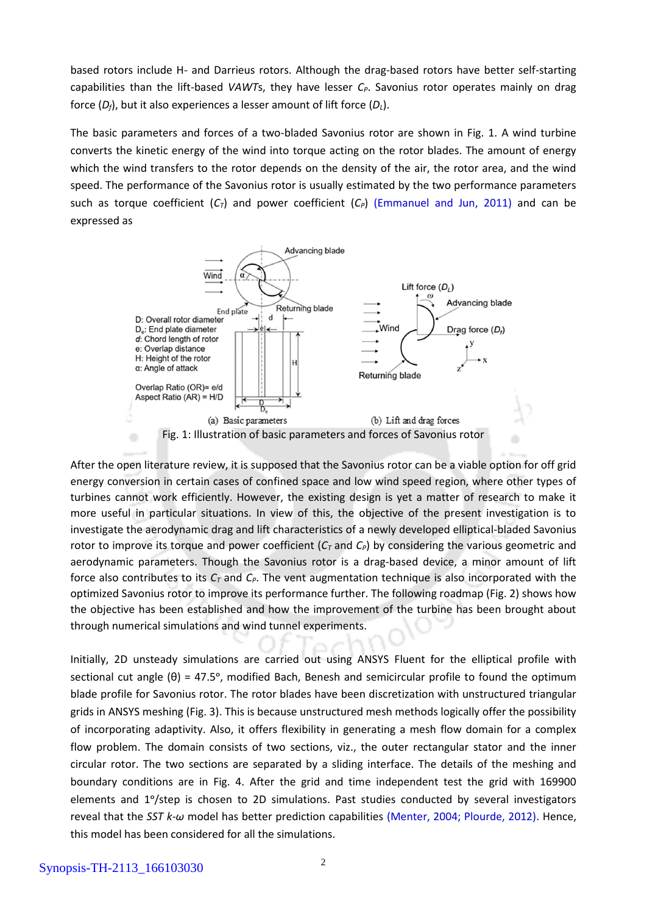based rotors include H- and Darrieus rotors. Although the drag-based rotors have better self-starting capabilities than the lift-based *VAWT*s, they have lesser $C_P$. Savonius rotor operates mainly on drag force ($D_f$), but it also experiences a lesser amount of lift force ($D_L$).

The basic parameters and forces of a two-bladed Savonius rotor are shown in Fig. 1. A wind turbine converts the kinetic energy of the wind into torque acting on the rotor blades. The amount of energy which the wind transfers to the rotor depends on the density of the air, the rotor area, and the wind speed. The performance of the Savonius rotor is usually estimated by the two performance parameters such as torque coefficient ($C_T$) and power coefficient ($C_P$) (Emmanuel and Jun, 2011) and can be expressed as

(a) Basic parameters (b) Lift and drag forces

Fig. 1: Illustration of basic parameters and forces of Savonius rotor

After the open literature review, it is supposed that the Savonius rotor can be a viable option for off grid energy conversion in certain cases of confined space and low wind speed region, where other types of turbines cannot work efficiently. However, the existing design is yet a matter of research to make it more useful in particular situations. In view of this, the objective of the present investigation is to investigate the aerodynamic drag and lift characteristics of a newly developed elliptical-bladed Savonius rotor to improve its torque and power coefficient ($C_T$ and $C_P$) by considering the various geometric and aerodynamic parameters. Though the Savonius rotor is a drag-based device, a minor amount of lift force also contributes to its $C_T$ and $C_P$. The vent augmentation technique is also incorporated with the optimized Savonius rotor to improve its performance further. The following roadmap (Fig. 2) shows how the objective has been established and how the improvement of the turbine has been brought about through numerical simulations and wind tunnel experiments.

Initially, 2D unsteady simulations are carried out using ANSYS Fluent for the elliptical profile with sectional cut angle ($\theta$) = 47.5°, modified Bach, Benesh and semicircular profile to found the optimum blade profile for Savonius rotor. The rotor blades have been discretization with unstructured triangular grids in ANSYS meshing (Fig. 3). This is because unstructured mesh methods logically offer the possibility of incorporating adaptivity. Also, it offers flexibility in generating a mesh flow domain for a complex flow problem. The domain consists of two sections, viz., the outer rectangular stator and the inner circular rotor. The two sections are separated by a sliding interface. The details of the meshing and boundary conditions are in Fig. 4. After the grid and time independent test the grid with 169900 elements and 1°/step is chosen to 2D simulations. Past studies conducted by several investigators reveal that the *SST k-ω* model has better prediction capabilities (Menter, 2004; Plourde, 2012). Hence, this model has been considered for all the simulations.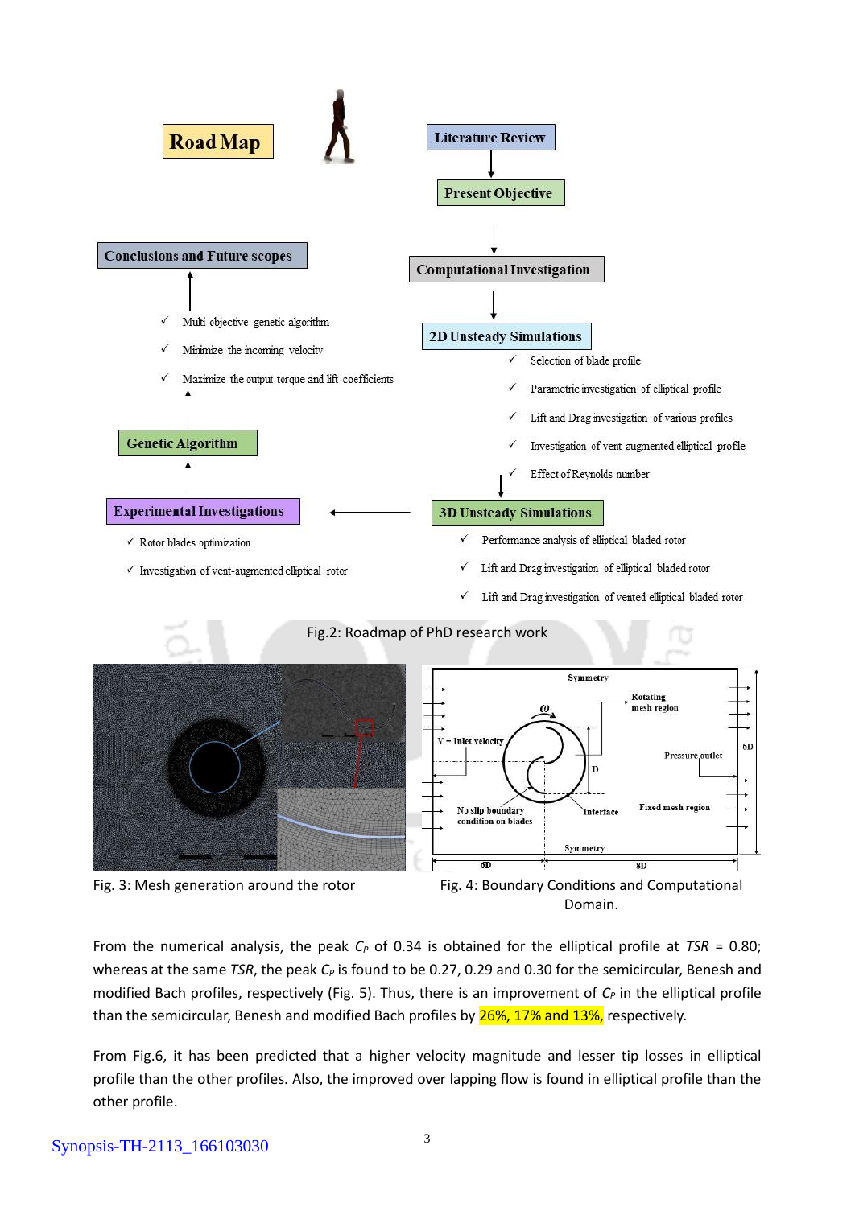Road Map

Literature Review → Present Objective → Computational Investigation → 2D Unsteady Simulations

**2D Unsteady Simulations**
- ✓ Selection of blade profile
- ✓ Parametric investigation of elliptical profile
- ✓ Lift and Drag investigation of various profiles
- ✓ Investigation of vent-augmented elliptical profile
- ✓ Effect of Reynolds number

**3D Unsteady Simulations**
- ✓ Performance analysis of elliptical bladed rotor
- ✓ Lift and Drag investigation of elliptical bladed rotor
- ✓ Lift and Drag investigation of vented elliptical bladed rotor

**Experimental Investigations**
- ✓ Rotor blades optimization
- ✓ Investigation of vent-augmented elliptical rotor

**Genetic Algorithm**
- ✓ Multi-objective genetic algorithm
- ✓ Minimize the incoming velocity
- ✓ Maximize the output torque and lift coefficients

**Conclusions and Future scopes**

Fig.2: Roadmap of PhD research work

Fig. 3: Mesh generation around the rotor

Fig. 4: Boundary Conditions and Computational Domain.

From the numerical analysis, the peak $C_P$ of 0.34 is obtained for the elliptical profile at $TSR$ = 0.80; whereas at the same $TSR$, the peak $C_P$ is found to be 0.27, 0.29 and 0.30 for the semicircular, Benesh and modified Bach profiles, respectively (Fig. 5). Thus, there is an improvement of $C_P$ in the elliptical profile than the semicircular, Benesh and modified Bach profiles by 26%, 17% and 13%, respectively.

From Fig.6, it has been predicted that a higher velocity magnitude and lesser tip losses in elliptical profile than the other profiles. Also, the improved over lapping flow is found in elliptical profile than the other profile.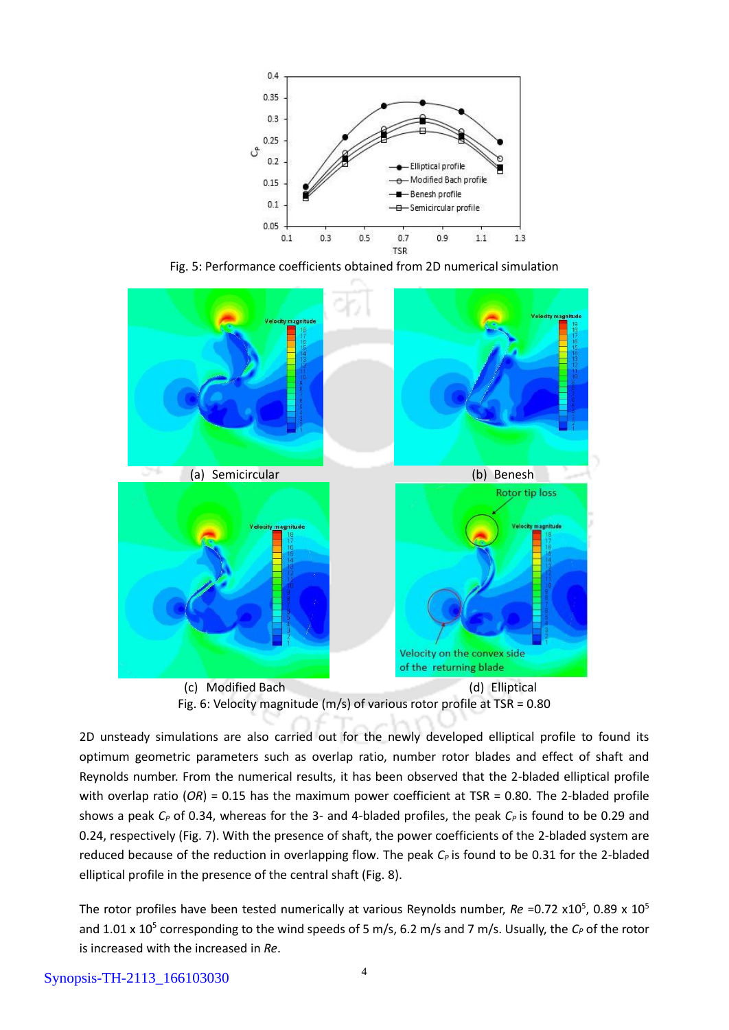Fig. 5: Performance coefficients obtained from 2D numerical simulation

(a) Semicircular

(b) Benesh

(c) Modified Bach

(d) Elliptical

Fig. 6: Velocity magnitude (m/s) of various rotor profile at TSR = 0.80

2D unsteady simulations are also carried out for the newly developed elliptical profile to found its optimum geometric parameters such as overlap ratio, number rotor blades and effect of shaft and Reynolds number. From the numerical results, it has been observed that the 2-bladed elliptical profile with overlap ratio (*OR*) = 0.15 has the maximum power coefficient at TSR = 0.80. The 2-bladed profile shows a peak $C_P$ of 0.34, whereas for the 3- and 4-bladed profiles, the peak $C_P$ is found to be 0.29 and 0.24, respectively (Fig. 7). With the presence of shaft, the power coefficients of the 2-bladed system are reduced because of the reduction in overlapping flow. The peak $C_P$ is found to be 0.31 for the 2-bladed elliptical profile in the presence of the central shaft (Fig. 8).

The rotor profiles have been tested numerically at various Reynolds number, $Re$ =0.72 x$10^5$, 0.89 x $10^5$ and 1.01 x $10^5$ corresponding to the wind speeds of 5 m/s, 6.2 m/s and 7 m/s. Usually, the $C_P$ of the rotor is increased with the increased in $Re$.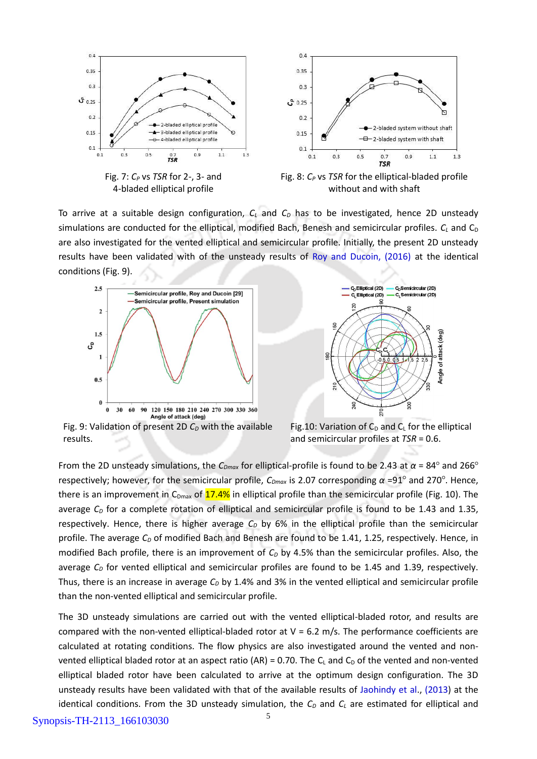Fig. 7: $C_P$ vs $TSR$ for 2-, 3- and 4-bladed elliptical profile

Fig. 8: $C_P$ vs $TSR$ for the elliptical-bladed profile without and with shaft

To arrive at a suitable design configuration, $C_L$ and $C_D$ has to be investigated, hence 2D unsteady simulations are conducted for the elliptical, modified Bach, Benesh and semicircular profiles. $C_L$ and $C_D$ are also investigated for the vented elliptical and semicircular profile. Initially, the present 2D unsteady results have been validated with of the unsteady results of Roy and Ducoin, (2016) at the identical conditions (Fig. 9).

Fig. 9: Validation of present 2D $C_D$ with the available results.

Fig.10: Variation of $C_D$ and $C_L$ for the elliptical and semicircular profiles at $TSR$ = 0.6.

From the 2D unsteady simulations, the $C_{Dmax}$ for elliptical-profile is found to be 2.43 at $\alpha$ = 84° and 266° respectively; however, for the semicircular profile, $C_{Dmax}$ is 2.07 corresponding $\alpha$ =91° and 270°. Hence, there is an improvement in $C_{Dmax}$ of 17.4% in elliptical profile than the semicircular profile (Fig. 10). The average $C_D$ for a complete rotation of elliptical and semicircular profile is found to be 1.43 and 1.35, respectively. Hence, there is higher average $C_D$ by 6% in the elliptical profile than the semicircular profile. The average $C_D$ of modified Bach and Benesh are found to be 1.41, 1.25, respectively. Hence, in modified Bach profile, there is an improvement of $C_D$ by 4.5% than the semicircular profiles. Also, the average $C_D$ for vented elliptical and semicircular profiles are found to be 1.45 and 1.39, respectively. Thus, there is an increase in average $C_D$ by 1.4% and 3% in the vented elliptical and semicircular profile than the non-vented elliptical and semicircular profile.

The 3D unsteady simulations are carried out with the vented elliptical-bladed rotor, and results are compared with the non-vented elliptical-bladed rotor at V = 6.2 m/s. The performance coefficients are calculated at rotating conditions. The flow physics are also investigated around the vented and non-vented elliptical bladed rotor at an aspect ratio (AR) = 0.70. The $C_L$ and $C_D$ of the vented and non-vented elliptical bladed rotor have been calculated to arrive at the optimum design configuration. The 3D unsteady results have been validated with that of the available results of Jaohindy et al., (2013) at the identical conditions. From the 3D unsteady simulation, the $C_D$ and $C_L$ are estimated for elliptical and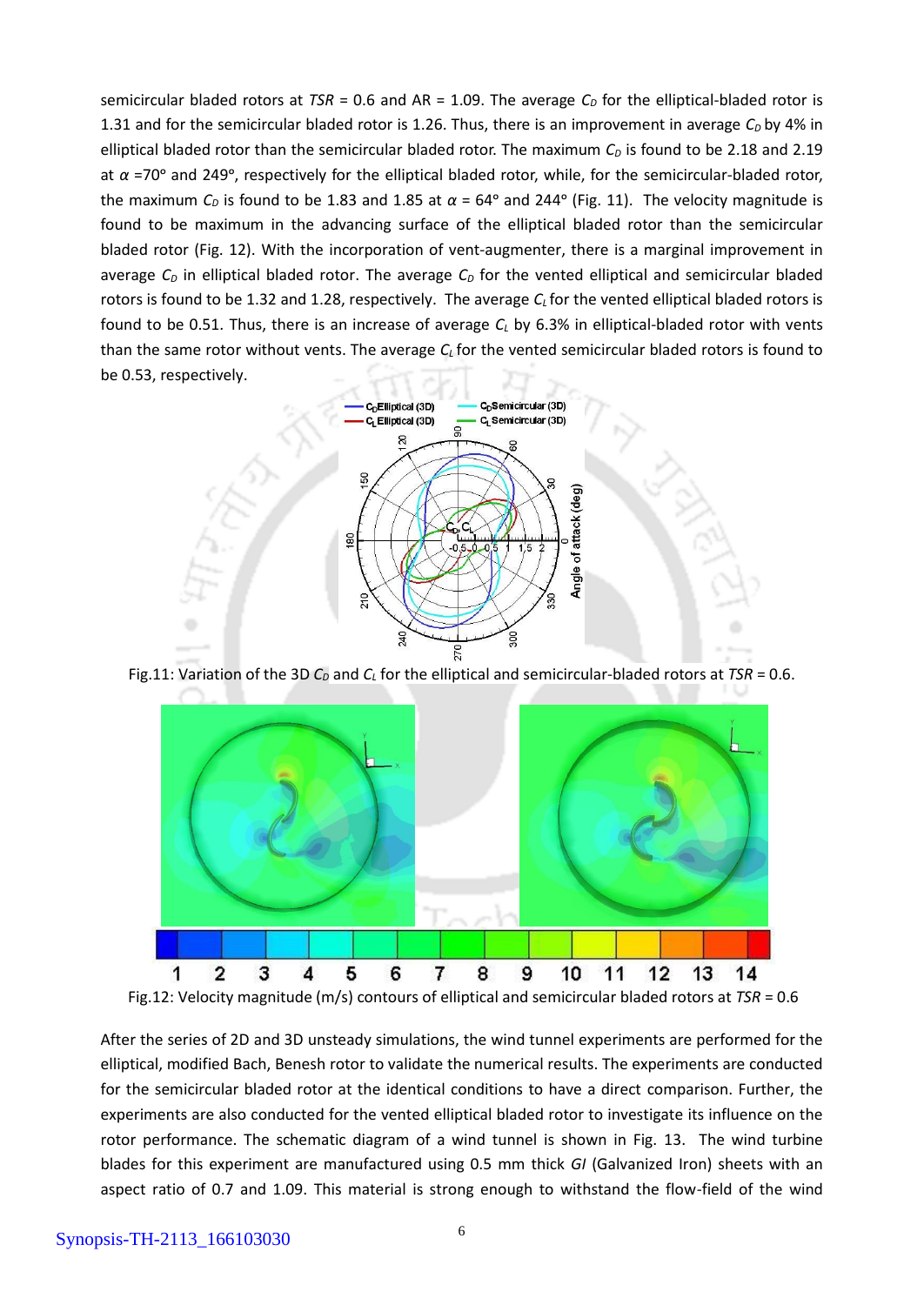semicircular bladed rotors at *TSR* = 0.6 and AR = 1.09. The average $C_D$ for the elliptical-bladed rotor is 1.31 and for the semicircular bladed rotor is 1.26. Thus, there is an improvement in average $C_D$ by 4% in elliptical bladed rotor than the semicircular bladed rotor. The maximum $C_D$ is found to be 2.18 and 2.19 at $\alpha$ =70° and 249°, respectively for the elliptical bladed rotor, while, for the semicircular-bladed rotor, the maximum $C_D$ is found to be 1.83 and 1.85 at $\alpha$ = 64° and 244° (Fig. 11). The velocity magnitude is found to be maximum in the advancing surface of the elliptical bladed rotor than the semicircular bladed rotor (Fig. 12). With the incorporation of vent-augmenter, there is a marginal improvement in average $C_D$ in elliptical bladed rotor. The average $C_D$ for the vented elliptical and semicircular bladed rotors is found to be 1.32 and 1.28, respectively. The average $C_L$ for the vented elliptical bladed rotors is found to be 0.51. Thus, there is an increase of average $C_L$ by 6.3% in elliptical-bladed rotor with vents than the same rotor without vents. The average $C_L$ for the vented semicircular bladed rotors is found to be 0.53, respectively.

Fig.11: Variation of the 3D $C_D$ and $C_L$ for the elliptical and semicircular-bladed rotors at *TSR* = 0.6.

Fig.12: Velocity magnitude (m/s) contours of elliptical and semicircular bladed rotors at *TSR* = 0.6

After the series of 2D and 3D unsteady simulations, the wind tunnel experiments are performed for the elliptical, modified Bach, Benesh rotor to validate the numerical results. The experiments are conducted for the semicircular bladed rotor at the identical conditions to have a direct comparison. Further, the experiments are also conducted for the vented elliptical bladed rotor to investigate its influence on the rotor performance. The schematic diagram of a wind tunnel is shown in Fig. 13. The wind turbine blades for this experiment are manufactured using 0.5 mm thick *GI* (Galvanized Iron) sheets with an aspect ratio of 0.7 and 1.09. This material is strong enough to withstand the flow-field of the wind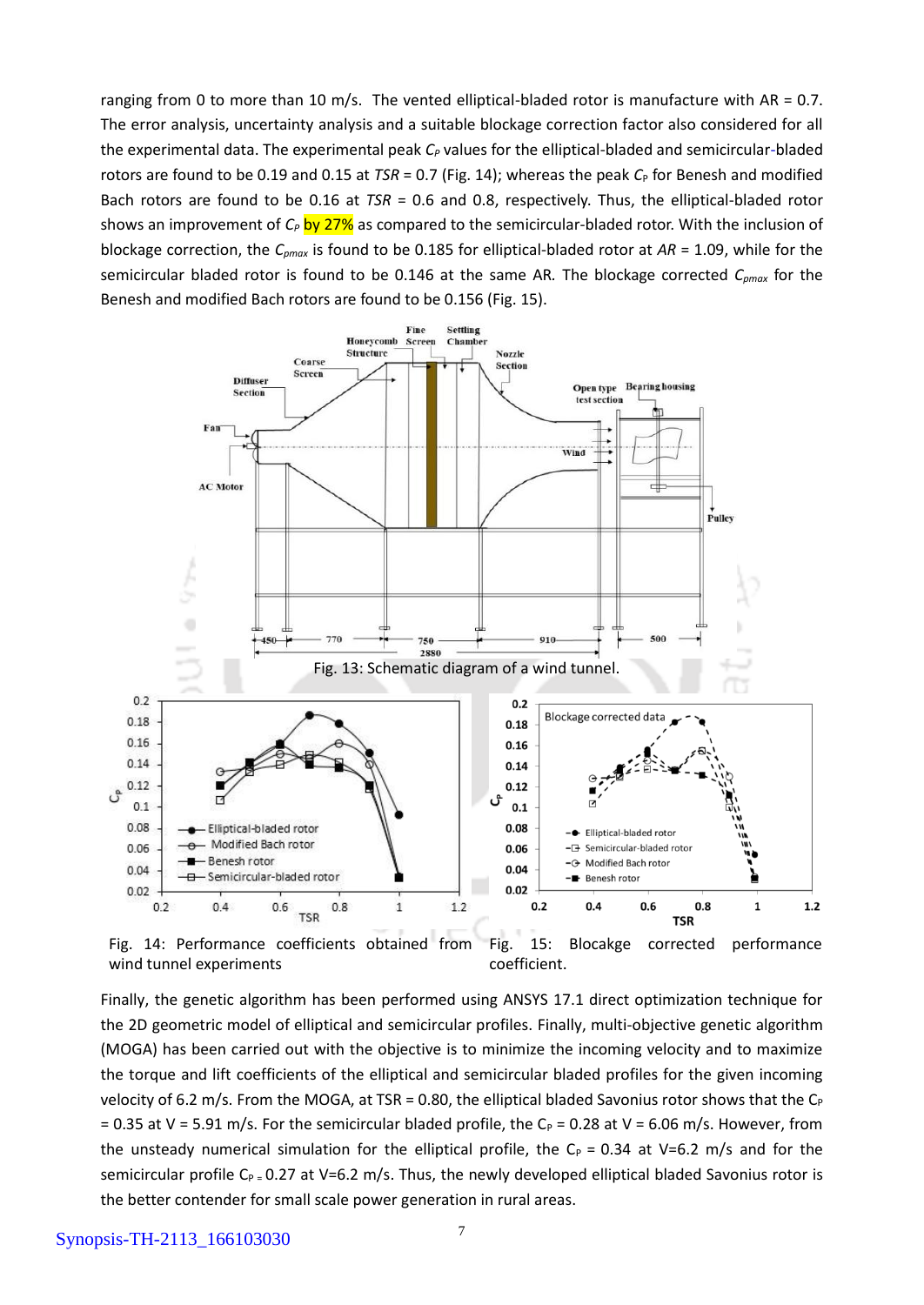ranging from 0 to more than 10 m/s. The vented elliptical-bladed rotor is manufacture with AR = 0.7. The error analysis, uncertainty analysis and a suitable blockage correction factor also considered for all the experimental data. The experimental peak $C_P$ values for the elliptical-bladed and semicircular-bladed rotors are found to be 0.19 and 0.15 at $TSR$ = 0.7 (Fig. 14); whereas the peak $C_P$ for Benesh and modified Bach rotors are found to be 0.16 at $TSR$ = 0.6 and 0.8, respectively. Thus, the elliptical-bladed rotor shows an improvement of $C_P$ by 27% as compared to the semicircular-bladed rotor. With the inclusion of blockage correction, the $C_{pmax}$ is found to be 0.185 for elliptical-bladed rotor at $AR$ = 1.09, while for the semicircular bladed rotor is found to be 0.146 at the same AR. The blockage corrected $C_{pmax}$ for the Benesh and modified Bach rotors are found to be 0.156 (Fig. 15).

Fig. 13: Schematic diagram of a wind tunnel.

Fig. 14: Performance coefficients obtained from wind tunnel experiments

Fig. 15: Blockage corrected performance coefficient.

Finally, the genetic algorithm has been performed using ANSYS 17.1 direct optimization technique for the 2D geometric model of elliptical and semicircular profiles. Finally, multi-objective genetic algorithm (MOGA) has been carried out with the objective is to minimize the incoming velocity and to maximize the torque and lift coefficients of the elliptical and semicircular bladed profiles for the given incoming velocity of 6.2 m/s. From the MOGA, at TSR = 0.80, the elliptical bladed Savonius rotor shows that the $C_P$ = 0.35 at V = 5.91 m/s. For the semicircular bladed profile, the $C_P$ = 0.28 at V = 6.06 m/s. However, from the unsteady numerical simulation for the elliptical profile, the $C_P$ = 0.34 at V=6.2 m/s and for the semicircular profile $C_P$ = 0.27 at V=6.2 m/s. Thus, the newly developed elliptical bladed Savonius rotor is the better contender for small scale power generation in rural areas.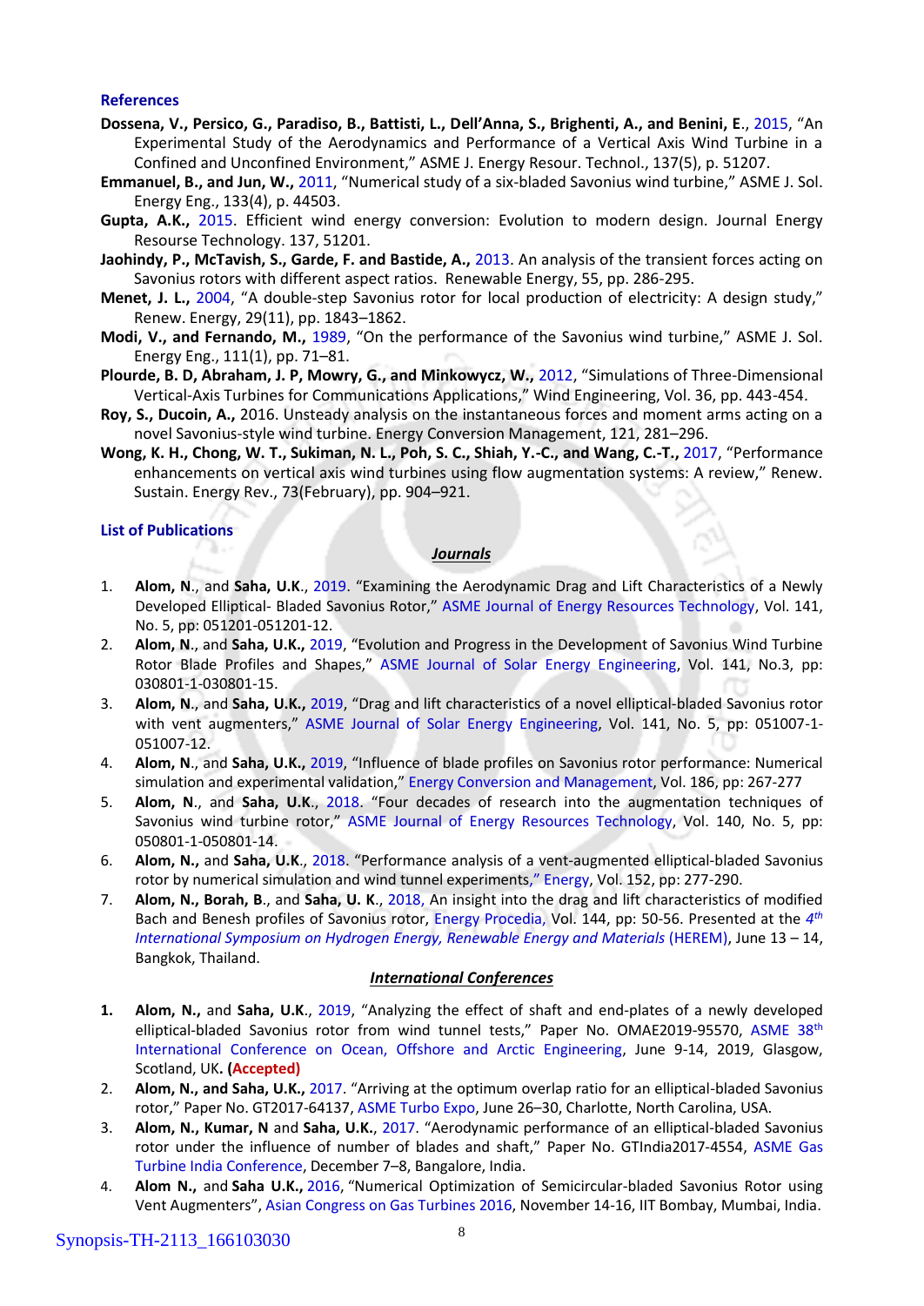## References

**Dossena, V., Persico, G., Paradiso, B., Battisti, L., Dell'Anna, S., Brighenti, A., and Benini, E**., 2015, "An Experimental Study of the Aerodynamics and Performance of a Vertical Axis Wind Turbine in a Confined and Unconfined Environment," ASME J. Energy Resour. Technol., 137(5), p. 51207.

**Emmanuel, B., and Jun, W.,** 2011, "Numerical study of a six-bladed Savonius wind turbine," ASME J. Sol. Energy Eng., 133(4), p. 44503.

**Gupta, A.K.,** 2015. Efficient wind energy conversion: Evolution to modern design. Journal Energy Resourse Technology. 137, 51201.

**Jaohindy, P., McTavish, S., Garde, F. and Bastide, A.,** 2013. An analysis of the transient forces acting on Savonius rotors with different aspect ratios. Renewable Energy, 55, pp. 286-295.

**Menet, J. L.,** 2004, "A double-step Savonius rotor for local production of electricity: A design study," Renew. Energy, 29(11), pp. 1843–1862.

**Modi, V., and Fernando, M.,** 1989, "On the performance of the Savonius wind turbine," ASME J. Sol. Energy Eng., 111(1), pp. 71–81.

**Plourde, B. D, Abraham, J. P, Mowry, G., and Minkowycz, W.,** 2012, "Simulations of Three-Dimensional Vertical-Axis Turbines for Communications Applications," Wind Engineering, Vol. 36, pp. 443-454.

**Roy, S., Ducoin, A.,** 2016. Unsteady analysis on the instantaneous forces and moment arms acting on a novel Savonius-style wind turbine. Energy Conversion Management, 121, 281–296.

**Wong, K. H., Chong, W. T., Sukiman, N. L., Poh, S. C., Shiah, Y.-C., and Wang, C.-T.,** 2017, "Performance enhancements on vertical axis wind turbines using flow augmentation systems: A review," Renew. Sustain. Energy Rev., 73(February), pp. 904–921.

## List of Publications

### ***Journals***

1. **Alom, N**., and **Saha, U.K**., 2019. "Examining the Aerodynamic Drag and Lift Characteristics of a Newly Developed Elliptical- Bladed Savonius Rotor," ASME Journal of Energy Resources Technology, Vol. 141, No. 5, pp: 051201-051201-12.
2. **Alom, N**., and **Saha, U.K.,** 2019, "Evolution and Progress in the Development of Savonius Wind Turbine Rotor Blade Profiles and Shapes," ASME Journal of Solar Energy Engineering, Vol. 141, No.3, pp: 030801-1-030801-15.
3. **Alom, N**., and **Saha, U.K.,** 2019, "Drag and lift characteristics of a novel elliptical-bladed Savonius rotor with vent augmenters," ASME Journal of Solar Energy Engineering, Vol. 141, No. 5, pp: 051007-1-051007-12.
4. **Alom, N**., and **Saha, U.K.,** 2019, "Influence of blade profiles on Savonius rotor performance: Numerical simulation and experimental validation," Energy Conversion and Management, Vol. 186, pp: 267-277
5. **Alom, N**., and **Saha, U.K**., 2018. "Four decades of research into the augmentation techniques of Savonius wind turbine rotor," ASME Journal of Energy Resources Technology, Vol. 140, No. 5, pp: 050801-1-050801-14.
6. **Alom, N.,** and **Saha, U.K**., 2018. "Performance analysis of a vent-augmented elliptical-bladed Savonius rotor by numerical simulation and wind tunnel experiments," Energy, Vol. 152, pp: 277-290.
7. **Alom, N., Borah, B**., and **Saha, U. K.**, 2018, An insight into the drag and lift characteristics of modified Bach and Benesh profiles of Savonius rotor, Energy Procedia, Vol. 144, pp: 50-56. Presented at the *4th International Symposium on Hydrogen Energy, Renewable Energy and Materials* (HEREM), June 13 – 14, Bangkok, Thailand.

### ***International Conferences***

1. **Alom, N.,** and **Saha, U.K**., 2019, "Analyzing the effect of shaft and end-plates of a newly developed elliptical-bladed Savonius rotor from wind tunnel tests," Paper No. OMAE2019-95570, ASME 38th International Conference on Ocean, Offshore and Arctic Engineering, June 9-14, 2019, Glasgow, Scotland, UK. **(Accepted)**
2. **Alom, N., and Saha, U.K.,** 2017. "Arriving at the optimum overlap ratio for an elliptical-bladed Savonius rotor," Paper No. GT2017-64137, ASME Turbo Expo, June 26–30, Charlotte, North Carolina, USA.
3. **Alom, N., Kumar, N** and **Saha, U.K.**, 2017. "Aerodynamic performance of an elliptical-bladed Savonius rotor under the influence of number of blades and shaft," Paper No. GTIndia2017-4554, ASME Gas Turbine India Conference, December 7–8, Bangalore, India.
4. **Alom N.,** and **Saha U.K.,** 2016, "Numerical Optimization of Semicircular-bladed Savonius Rotor using Vent Augmenters", Asian Congress on Gas Turbines 2016, November 14-16, IIT Bombay, Mumbai, India.